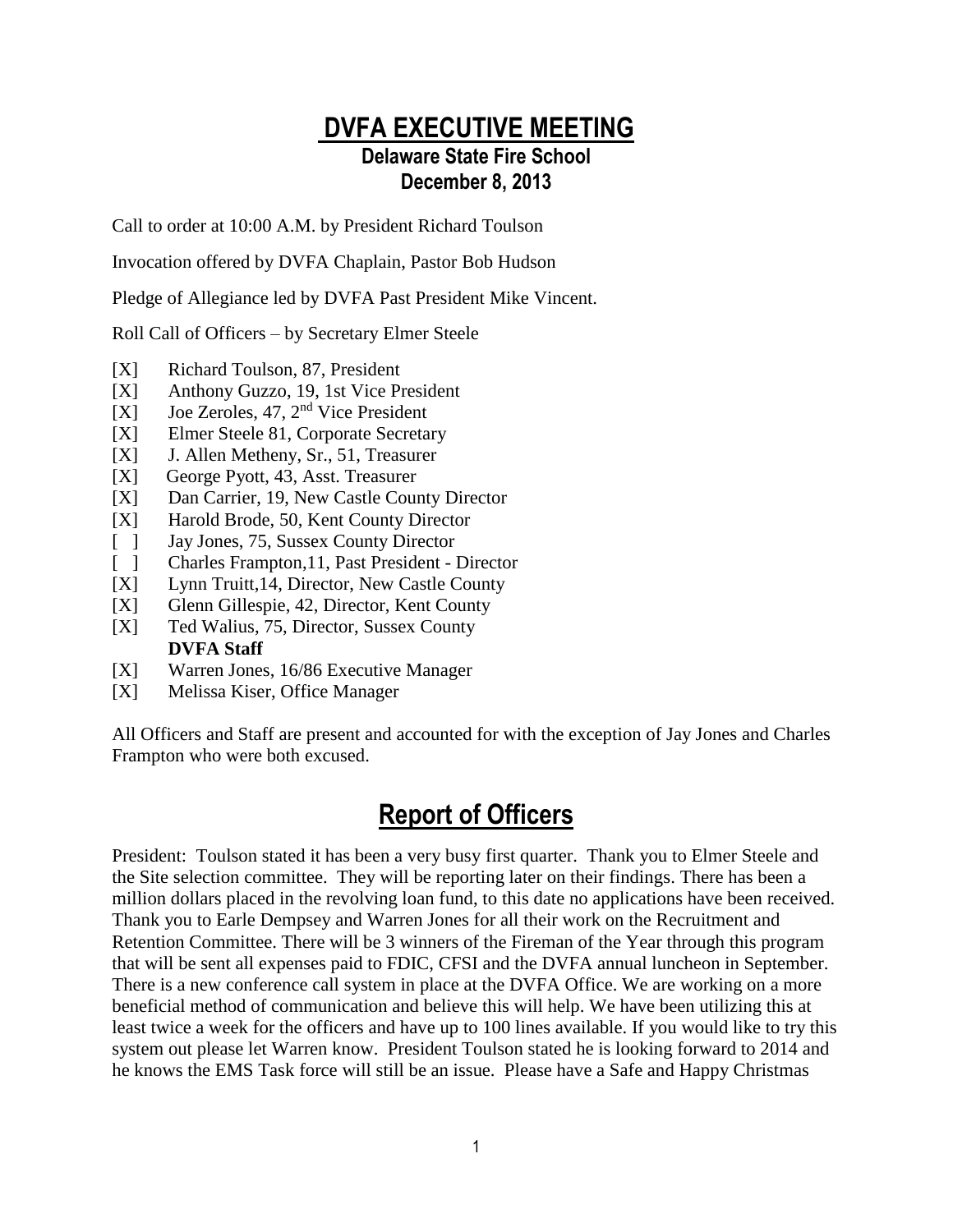# DVFA EXECUTIVE MEETING

## Delaware State Fire School
## December 8, 2013

Call to order at 10:00 A.M. by President Richard Toulson

Invocation offered by DVFA Chaplain, Pastor Bob Hudson

Pledge of Allegiance led by DVFA Past President Mike Vincent.

Roll Call of Officers – by Secretary Elmer Steele

[X] Richard Toulson, 87, President
[X] Anthony Guzzo, 19, 1st Vice President
[X] Joe Zeroles, 47, 2nd Vice President
[X] Elmer Steele 81, Corporate Secretary
[X] J. Allen Metheny, Sr., 51, Treasurer
[X] George Pyott, 43, Asst. Treasurer
[X] Dan Carrier, 19, New Castle County Director
[X] Harold Brode, 50, Kent County Director
[ ] Jay Jones, 75, Sussex County Director
[ ] Charles Frampton,11, Past President - Director
[X] Lynn Truitt,14, Director, New Castle County
[X] Glenn Gillespie, 42, Director, Kent County
[X] Ted Walius, 75, Director, Sussex County

**DVFA Staff**

[X] Warren Jones, 16/86 Executive Manager
[X] Melissa Kiser, Office Manager

All Officers and Staff are present and accounted for with the exception of Jay Jones and Charles Frampton who were both excused.

# Report of Officers

President: Toulson stated it has been a very busy first quarter. Thank you to Elmer Steele and the Site selection committee. They will be reporting later on their findings. There has been a million dollars placed in the revolving loan fund, to this date no applications have been received. Thank you to Earle Dempsey and Warren Jones for all their work on the Recruitment and Retention Committee. There will be 3 winners of the Fireman of the Year through this program that will be sent all expenses paid to FDIC, CFSI and the DVFA annual luncheon in September. There is a new conference call system in place at the DVFA Office. We are working on a more beneficial method of communication and believe this will help. We have been utilizing this at least twice a week for the officers and have up to 100 lines available. If you would like to try this system out please let Warren know. President Toulson stated he is looking forward to 2014 and he knows the EMS Task force will still be an issue. Please have a Safe and Happy Christmas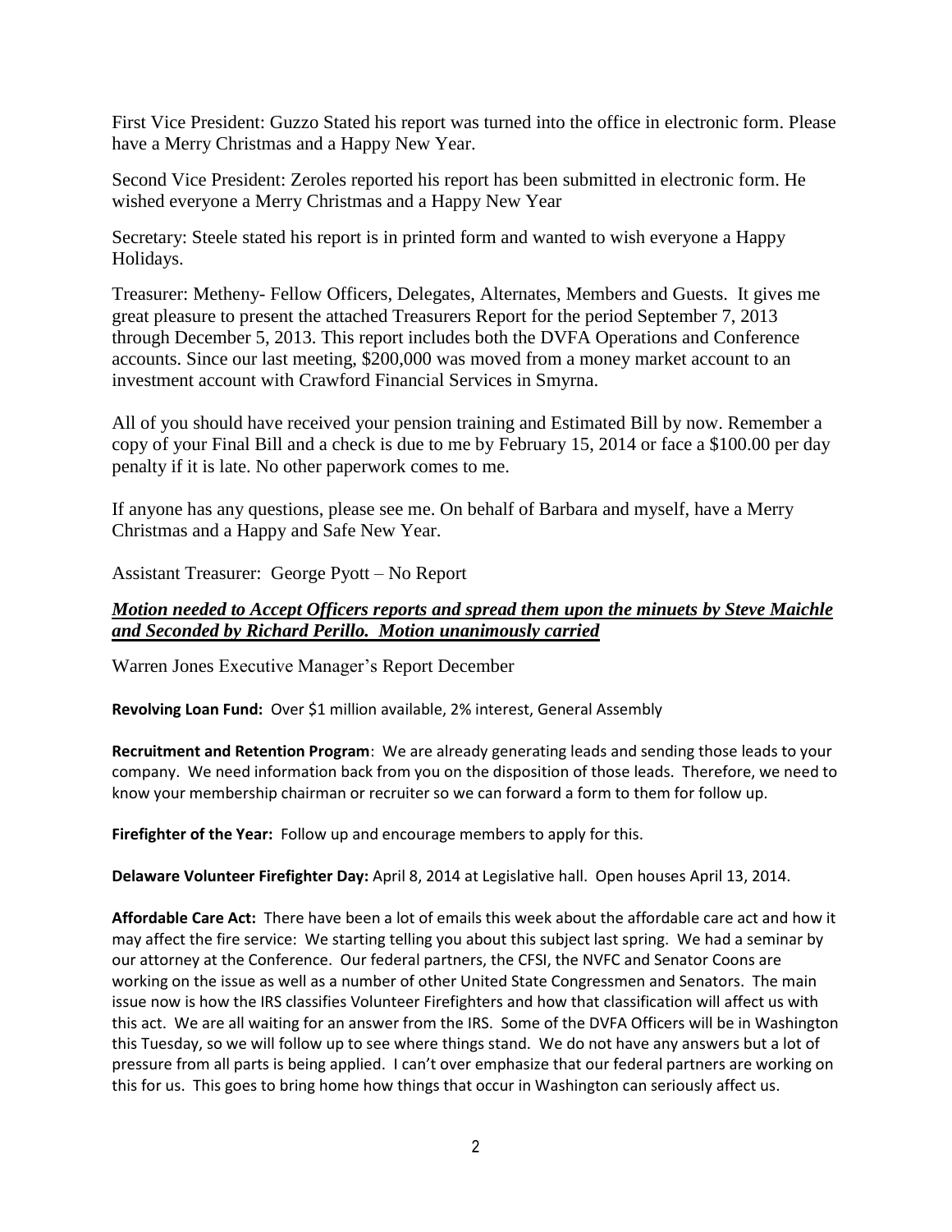First Vice President: Guzzo Stated his report was turned into the office in electronic form. Please have a Merry Christmas and a Happy New Year.

Second Vice President: Zeroles reported his report has been submitted in electronic form. He wished everyone a Merry Christmas and a Happy New Year

Secretary: Steele stated his report is in printed form and wanted to wish everyone a Happy Holidays.

Treasurer: Metheny- Fellow Officers, Delegates, Alternates, Members and Guests. It gives me great pleasure to present the attached Treasurers Report for the period September 7, 2013 through December 5, 2013. This report includes both the DVFA Operations and Conference accounts. Since our last meeting, $200,000 was moved from a money market account to an investment account with Crawford Financial Services in Smyrna.

All of you should have received your pension training and Estimated Bill by now. Remember a copy of your Final Bill and a check is due to me by February 15, 2014 or face a $100.00 per day penalty if it is late. No other paperwork comes to me.

If anyone has any questions, please see me. On behalf of Barbara and myself, have a Merry Christmas and a Happy and Safe New Year.

Assistant Treasurer: George Pyott – No Report

***Motion needed to Accept Officers reports and spread them upon the minuets by Steve Maichle and Seconded by Richard Perillo. Motion unanimously carried***

Warren Jones Executive Manager's Report December

**Revolving Loan Fund:** Over $1 million available, 2% interest, General Assembly

**Recruitment and Retention Program**: We are already generating leads and sending those leads to your company. We need information back from you on the disposition of those leads. Therefore, we need to know your membership chairman or recruiter so we can forward a form to them for follow up.

**Firefighter of the Year:** Follow up and encourage members to apply for this.

**Delaware Volunteer Firefighter Day:** April 8, 2014 at Legislative hall. Open houses April 13, 2014.

**Affordable Care Act:** There have been a lot of emails this week about the affordable care act and how it may affect the fire service: We starting telling you about this subject last spring. We had a seminar by our attorney at the Conference. Our federal partners, the CFSI, the NVFC and Senator Coons are working on the issue as well as a number of other United State Congressmen and Senators. The main issue now is how the IRS classifies Volunteer Firefighters and how that classification will affect us with this act. We are all waiting for an answer from the IRS. Some of the DVFA Officers will be in Washington this Tuesday, so we will follow up to see where things stand. We do not have any answers but a lot of pressure from all parts is being applied. I can't over emphasize that our federal partners are working on this for us. This goes to bring home how things that occur in Washington can seriously affect us.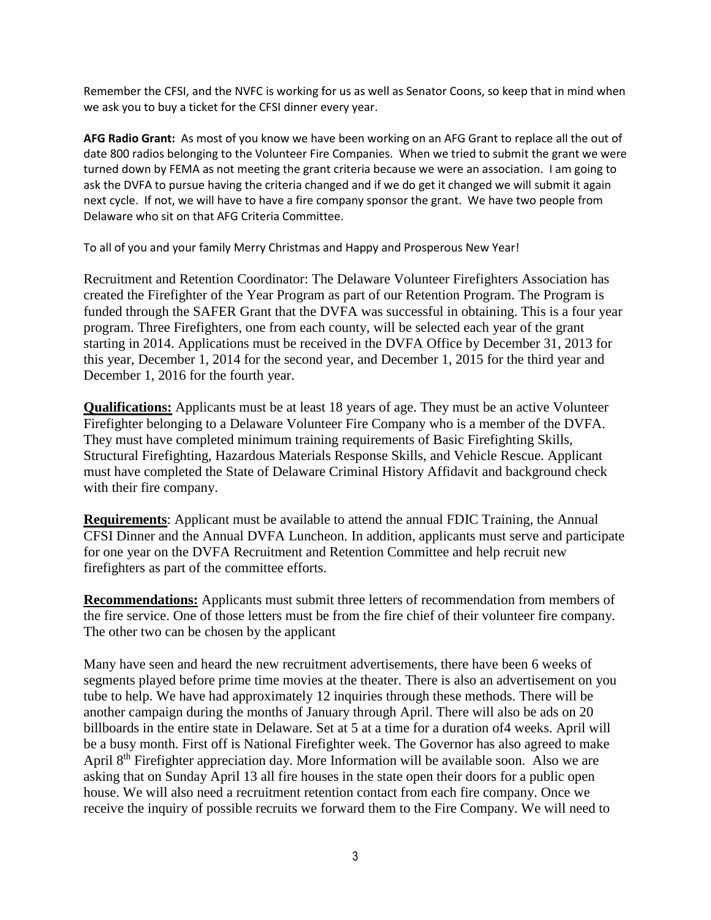Remember the CFSI, and the NVFC is working for us as well as Senator Coons, so keep that in mind when we ask you to buy a ticket for the CFSI dinner every year.

**AFG Radio Grant:** As most of you know we have been working on an AFG Grant to replace all the out of date 800 radios belonging to the Volunteer Fire Companies. When we tried to submit the grant we were turned down by FEMA as not meeting the grant criteria because we were an association. I am going to ask the DVFA to pursue having the criteria changed and if we do get it changed we will submit it again next cycle. If not, we will have to have a fire company sponsor the grant. We have two people from Delaware who sit on that AFG Criteria Committee.

To all of you and your family Merry Christmas and Happy and Prosperous New Year!

Recruitment and Retention Coordinator: The Delaware Volunteer Firefighters Association has created the Firefighter of the Year Program as part of our Retention Program. The Program is funded through the SAFER Grant that the DVFA was successful in obtaining. This is a four year program. Three Firefighters, one from each county, will be selected each year of the grant starting in 2014. Applications must be received in the DVFA Office by December 31, 2013 for this year, December 1, 2014 for the second year, and December 1, 2015 for the third year and December 1, 2016 for the fourth year.

**Qualifications:** Applicants must be at least 18 years of age. They must be an active Volunteer Firefighter belonging to a Delaware Volunteer Fire Company who is a member of the DVFA. They must have completed minimum training requirements of Basic Firefighting Skills, Structural Firefighting, Hazardous Materials Response Skills, and Vehicle Rescue. Applicant must have completed the State of Delaware Criminal History Affidavit and background check with their fire company.

**Requirements**: Applicant must be available to attend the annual FDIC Training, the Annual CFSI Dinner and the Annual DVFA Luncheon. In addition, applicants must serve and participate for one year on the DVFA Recruitment and Retention Committee and help recruit new firefighters as part of the committee efforts.

**Recommendations:** Applicants must submit three letters of recommendation from members of the fire service. One of those letters must be from the fire chief of their volunteer fire company. The other two can be chosen by the applicant

Many have seen and heard the new recruitment advertisements, there have been 6 weeks of segments played before prime time movies at the theater. There is also an advertisement on you tube to help. We have had approximately 12 inquiries through these methods. There will be another campaign during the months of January through April. There will also be ads on 20 billboards in the entire state in Delaware. Set at 5 at a time for a duration of4 weeks. April will be a busy month. First off is National Firefighter week. The Governor has also agreed to make April 8th Firefighter appreciation day. More Information will be available soon. Also we are asking that on Sunday April 13 all fire houses in the state open their doors for a public open house. We will also need a recruitment retention contact from each fire company. Once we receive the inquiry of possible recruits we forward them to the Fire Company. We will need to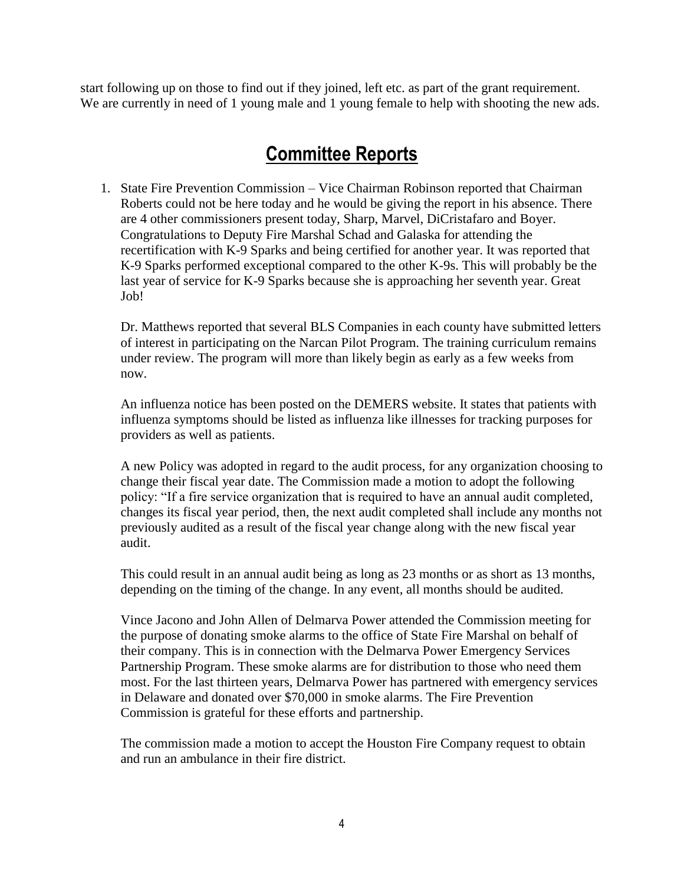start following up on those to find out if they joined, left etc. as part of the grant requirement. We are currently in need of 1 young male and 1 young female to help with shooting the new ads.

## Committee Reports

1. State Fire Prevention Commission – Vice Chairman Robinson reported that Chairman Roberts could not be here today and he would be giving the report in his absence. There are 4 other commissioners present today, Sharp, Marvel, DiCristafaro and Boyer. Congratulations to Deputy Fire Marshal Schad and Galaska for attending the recertification with K-9 Sparks and being certified for another year. It was reported that K-9 Sparks performed exceptional compared to the other K-9s. This will probably be the last year of service for K-9 Sparks because she is approaching her seventh year. Great Job!

   Dr. Matthews reported that several BLS Companies in each county have submitted letters of interest in participating on the Narcan Pilot Program. The training curriculum remains under review. The program will more than likely begin as early as a few weeks from now.

   An influenza notice has been posted on the DEMERS website. It states that patients with influenza symptoms should be listed as influenza like illnesses for tracking purposes for providers as well as patients.

   A new Policy was adopted in regard to the audit process, for any organization choosing to change their fiscal year date. The Commission made a motion to adopt the following policy: "If a fire service organization that is required to have an annual audit completed, changes its fiscal year period, then, the next audit completed shall include any months not previously audited as a result of the fiscal year change along with the new fiscal year audit.

   This could result in an annual audit being as long as 23 months or as short as 13 months, depending on the timing of the change. In any event, all months should be audited.

   Vince Jacono and John Allen of Delmarva Power attended the Commission meeting for the purpose of donating smoke alarms to the office of State Fire Marshal on behalf of their company. This is in connection with the Delmarva Power Emergency Services Partnership Program. These smoke alarms are for distribution to those who need them most. For the last thirteen years, Delmarva Power has partnered with emergency services in Delaware and donated over $70,000 in smoke alarms. The Fire Prevention Commission is grateful for these efforts and partnership.

   The commission made a motion to accept the Houston Fire Company request to obtain and run an ambulance in their fire district.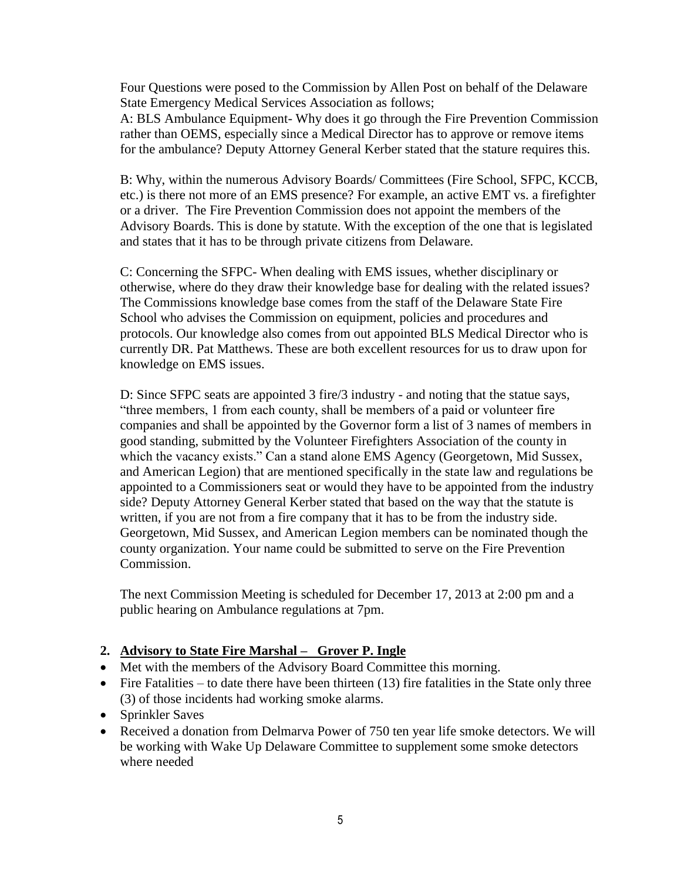Four Questions were posed to the Commission by Allen Post on behalf of the Delaware State Emergency Medical Services Association as follows;
A: BLS Ambulance Equipment- Why does it go through the Fire Prevention Commission rather than OEMS, especially since a Medical Director has to approve or remove items for the ambulance? Deputy Attorney General Kerber stated that the stature requires this.

B: Why, within the numerous Advisory Boards/ Committees (Fire School, SFPC, KCCB, etc.) is there not more of an EMS presence? For example, an active EMT vs. a firefighter or a driver. The Fire Prevention Commission does not appoint the members of the Advisory Boards. This is done by statute. With the exception of the one that is legislated and states that it has to be through private citizens from Delaware.

C: Concerning the SFPC- When dealing with EMS issues, whether disciplinary or otherwise, where do they draw their knowledge base for dealing with the related issues? The Commissions knowledge base comes from the staff of the Delaware State Fire School who advises the Commission on equipment, policies and procedures and protocols. Our knowledge also comes from out appointed BLS Medical Director who is currently DR. Pat Matthews. These are both excellent resources for us to draw upon for knowledge on EMS issues.

D: Since SFPC seats are appointed 3 fire/3 industry - and noting that the statue says, "three members, 1 from each county, shall be members of a paid or volunteer fire companies and shall be appointed by the Governor form a list of 3 names of members in good standing, submitted by the Volunteer Firefighters Association of the county in which the vacancy exists." Can a stand alone EMS Agency (Georgetown, Mid Sussex, and American Legion) that are mentioned specifically in the state law and regulations be appointed to a Commissioners seat or would they have to be appointed from the industry side? Deputy Attorney General Kerber stated that based on the way that the statute is written, if you are not from a fire company that it has to be from the industry side. Georgetown, Mid Sussex, and American Legion members can be nominated though the county organization. Your name could be submitted to serve on the Fire Prevention Commission.

The next Commission Meeting is scheduled for December 17, 2013 at 2:00 pm and a public hearing on Ambulance regulations at 7pm.

2. **Advisory to State Fire Marshal – Grover P. Ingle**

- Met with the members of the Advisory Board Committee this morning.
- Fire Fatalities – to date there have been thirteen (13) fire fatalities in the State only three (3) of those incidents had working smoke alarms.
- Sprinkler Saves
- Received a donation from Delmarva Power of 750 ten year life smoke detectors. We will be working with Wake Up Delaware Committee to supplement some smoke detectors where needed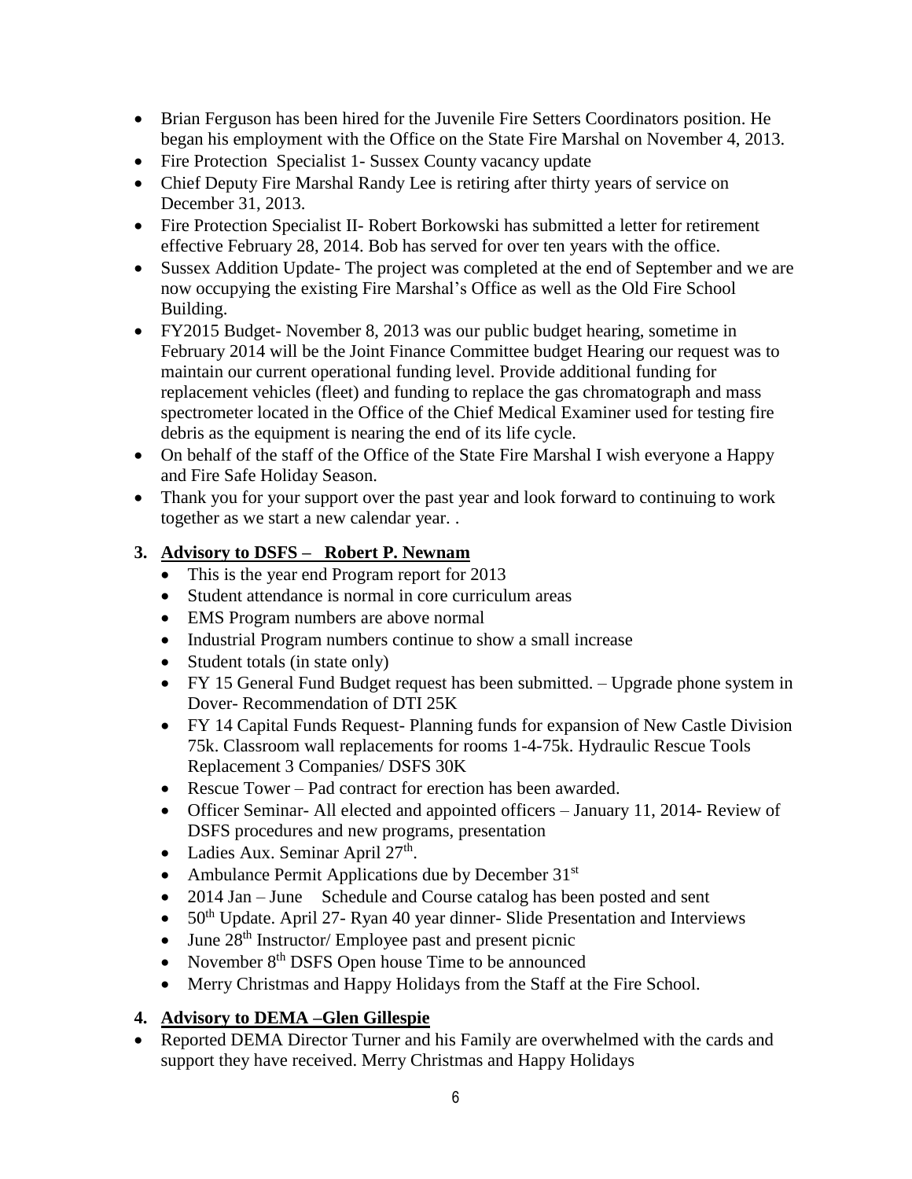- Brian Ferguson has been hired for the Juvenile Fire Setters Coordinators position. He began his employment with the Office on the State Fire Marshal on November 4, 2013.
- Fire Protection Specialist 1- Sussex County vacancy update
- Chief Deputy Fire Marshal Randy Lee is retiring after thirty years of service on December 31, 2013.
- Fire Protection Specialist II- Robert Borkowski has submitted a letter for retirement effective February 28, 2014. Bob has served for over ten years with the office.
- Sussex Addition Update- The project was completed at the end of September and we are now occupying the existing Fire Marshal's Office as well as the Old Fire School Building.
- FY2015 Budget- November 8, 2013 was our public budget hearing, sometime in February 2014 will be the Joint Finance Committee budget Hearing our request was to maintain our current operational funding level. Provide additional funding for replacement vehicles (fleet) and funding to replace the gas chromatograph and mass spectrometer located in the Office of the Chief Medical Examiner used for testing fire debris as the equipment is nearing the end of its life cycle.
- On behalf of the staff of the Office of the State Fire Marshal I wish everyone a Happy and Fire Safe Holiday Season.
- Thank you for your support over the past year and look forward to continuing to work together as we start a new calendar year. .

**3. <u>Advisory to DSFS – Robert P. Newnam</u>**

- This is the year end Program report for 2013
- Student attendance is normal in core curriculum areas
- EMS Program numbers are above normal
- Industrial Program numbers continue to show a small increase
- Student totals (in state only)
- FY 15 General Fund Budget request has been submitted. – Upgrade phone system in Dover- Recommendation of DTI 25K
- FY 14 Capital Funds Request- Planning funds for expansion of New Castle Division 75k. Classroom wall replacements for rooms 1-4-75k. Hydraulic Rescue Tools Replacement 3 Companies/ DSFS 30K
- Rescue Tower – Pad contract for erection has been awarded.
- Officer Seminar- All elected and appointed officers – January 11, 2014- Review of DSFS procedures and new programs, presentation
- Ladies Aux. Seminar April 27th.
- Ambulance Permit Applications due by December 31st
- 2014 Jan – June Schedule and Course catalog has been posted and sent
- 50th Update. April 27- Ryan 40 year dinner- Slide Presentation and Interviews
- June 28th Instructor/ Employee past and present picnic
- November 8th DSFS Open house Time to be announced
- Merry Christmas and Happy Holidays from the Staff at the Fire School.

**4. <u>Advisory to DEMA –Glen Gillespie</u>**

- Reported DEMA Director Turner and his Family are overwhelmed with the cards and support they have received. Merry Christmas and Happy Holidays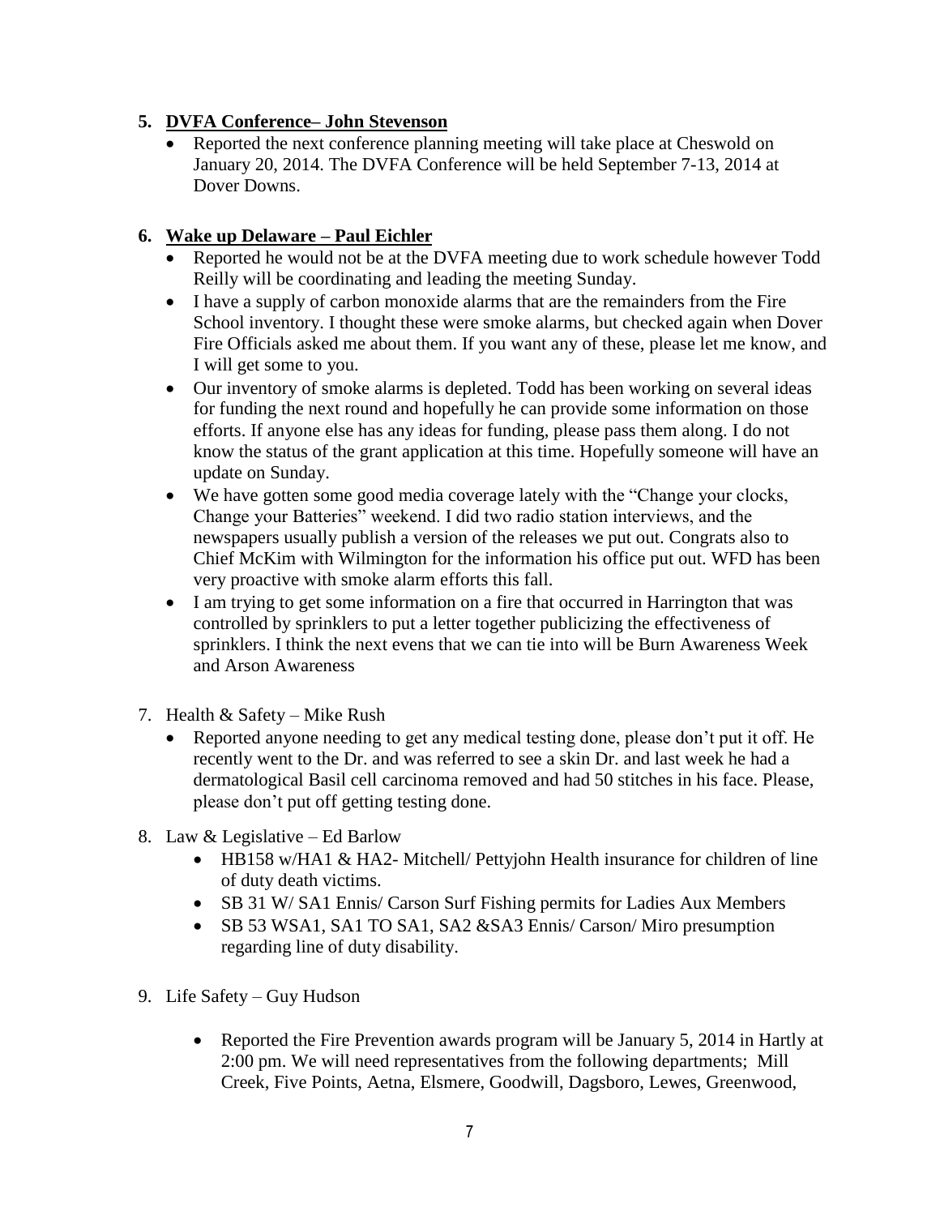5. **DVFA Conference– John Stevenson**
    - Reported the next conference planning meeting will take place at Cheswold on January 20, 2014. The DVFA Conference will be held September 7-13, 2014 at Dover Downs.

6. **Wake up Delaware – Paul Eichler**
    - Reported he would not be at the DVFA meeting due to work schedule however Todd Reilly will be coordinating and leading the meeting Sunday.
    - I have a supply of carbon monoxide alarms that are the remainders from the Fire School inventory. I thought these were smoke alarms, but checked again when Dover Fire Officials asked me about them. If you want any of these, please let me know, and I will get some to you.
    - Our inventory of smoke alarms is depleted. Todd has been working on several ideas for funding the next round and hopefully he can provide some information on those efforts. If anyone else has any ideas for funding, please pass them along. I do not know the status of the grant application at this time. Hopefully someone will have an update on Sunday.
    - We have gotten some good media coverage lately with the "Change your clocks, Change your Batteries" weekend. I did two radio station interviews, and the newspapers usually publish a version of the releases we put out. Congrats also to Chief McKim with Wilmington for the information his office put out. WFD has been very proactive with smoke alarm efforts this fall.
    - I am trying to get some information on a fire that occurred in Harrington that was controlled by sprinklers to put a letter together publicizing the effectiveness of sprinklers. I think the next evens that we can tie into will be Burn Awareness Week and Arson Awareness

7. Health & Safety – Mike Rush
    - Reported anyone needing to get any medical testing done, please don't put it off. He recently went to the Dr. and was referred to see a skin Dr. and last week he had a dermatological Basil cell carcinoma removed and had 50 stitches in his face. Please, please don't put off getting testing done.

8. Law & Legislative – Ed Barlow
    - HB158 w/HA1 & HA2- Mitchell/ Pettyjohn Health insurance for children of line of duty death victims.
    - SB 31 W/ SA1 Ennis/ Carson Surf Fishing permits for Ladies Aux Members
    - SB 53 WSA1, SA1 TO SA1, SA2 &SA3 Ennis/ Carson/ Miro presumption regarding line of duty disability.

9. Life Safety – Guy Hudson
    - Reported the Fire Prevention awards program will be January 5, 2014 in Hartly at 2:00 pm. We will need representatives from the following departments; Mill Creek, Five Points, Aetna, Elsmere, Goodwill, Dagsboro, Lewes, Greenwood,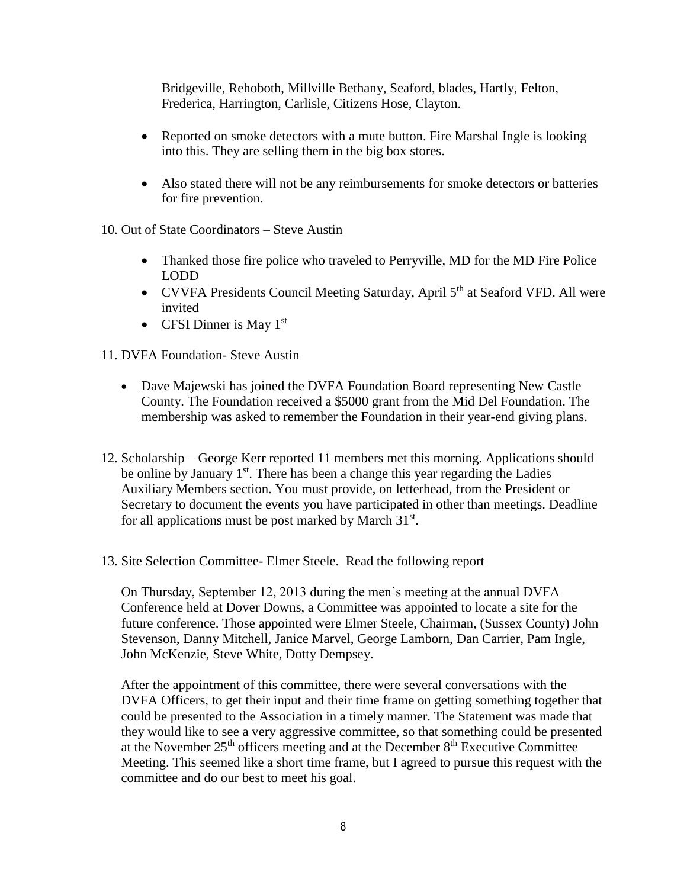Bridgeville, Rehoboth, Millville Bethany, Seaford, blades, Hartly, Felton, Frederica, Harrington, Carlisle, Citizens Hose, Clayton.

- Reported on smoke detectors with a mute button. Fire Marshal Ingle is looking into this. They are selling them in the big box stores.

- Also stated there will not be any reimbursements for smoke detectors or batteries for fire prevention.

10. Out of State Coordinators – Steve Austin

- Thanked those fire police who traveled to Perryville, MD for the MD Fire Police LODD
- CVVFA Presidents Council Meeting Saturday, April 5th at Seaford VFD. All were invited
- CFSI Dinner is May 1st

11. DVFA Foundation- Steve Austin

- Dave Majewski has joined the DVFA Foundation Board representing New Castle County. The Foundation received a $5000 grant from the Mid Del Foundation. The membership was asked to remember the Foundation in their year-end giving plans.

12. Scholarship – George Kerr reported 11 members met this morning. Applications should be online by January 1st. There has been a change this year regarding the Ladies Auxiliary Members section. You must provide, on letterhead, from the President or Secretary to document the events you have participated in other than meetings. Deadline for all applications must be post marked by March 31st.

13. Site Selection Committee- Elmer Steele. Read the following report

On Thursday, September 12, 2013 during the men's meeting at the annual DVFA Conference held at Dover Downs, a Committee was appointed to locate a site for the future conference. Those appointed were Elmer Steele, Chairman, (Sussex County) John Stevenson, Danny Mitchell, Janice Marvel, George Lamborn, Dan Carrier, Pam Ingle, John McKenzie, Steve White, Dotty Dempsey.

After the appointment of this committee, there were several conversations with the DVFA Officers, to get their input and their time frame on getting something together that could be presented to the Association in a timely manner. The Statement was made that they would like to see a very aggressive committee, so that something could be presented at the November 25th officers meeting and at the December 8th Executive Committee Meeting. This seemed like a short time frame, but I agreed to pursue this request with the committee and do our best to meet his goal.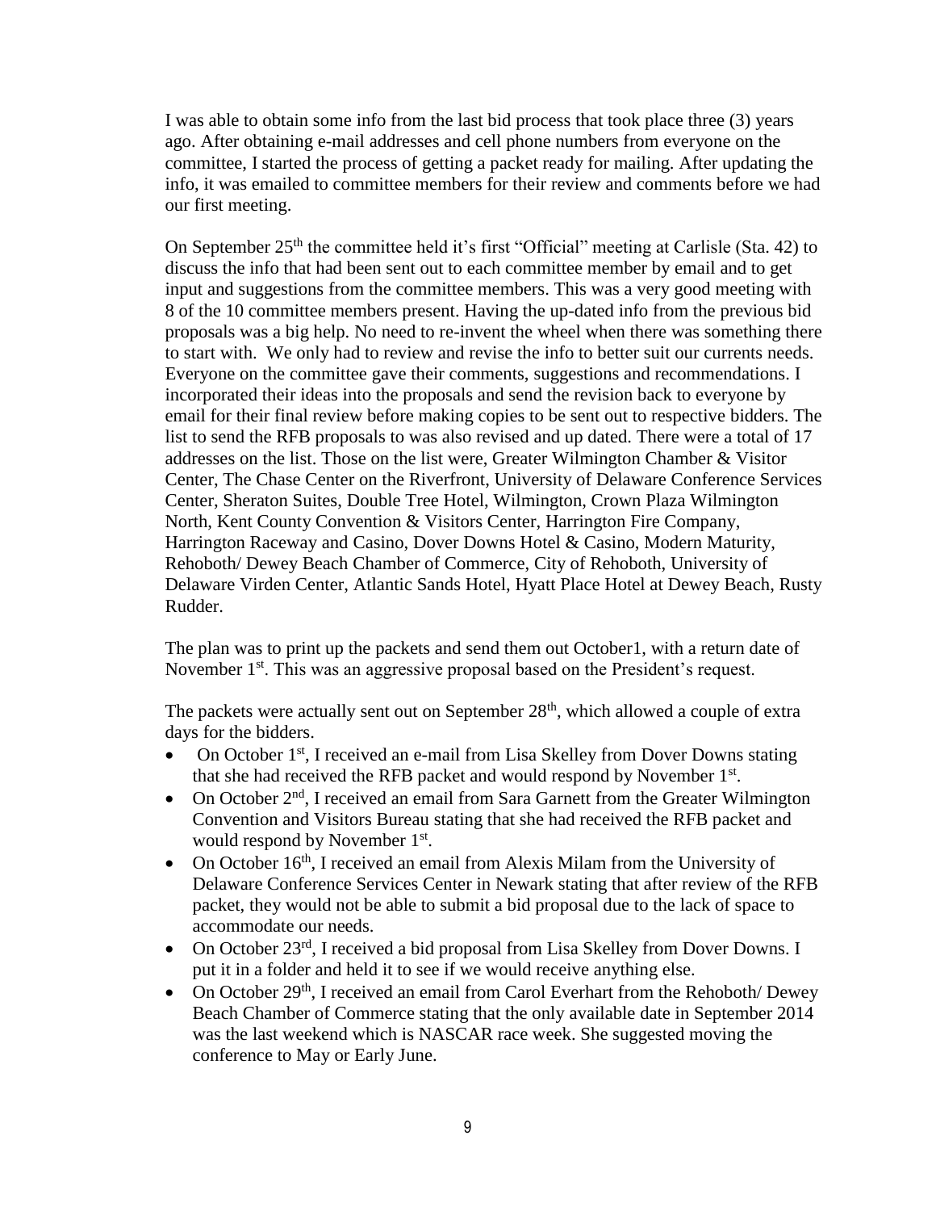I was able to obtain some info from the last bid process that took place three (3) years ago. After obtaining e-mail addresses and cell phone numbers from everyone on the committee, I started the process of getting a packet ready for mailing. After updating the info, it was emailed to committee members for their review and comments before we had our first meeting.

On September 25th the committee held it's first "Official" meeting at Carlisle (Sta. 42) to discuss the info that had been sent out to each committee member by email and to get input and suggestions from the committee members. This was a very good meeting with 8 of the 10 committee members present. Having the up-dated info from the previous bid proposals was a big help. No need to re-invent the wheel when there was something there to start with. We only had to review and revise the info to better suit our currents needs. Everyone on the committee gave their comments, suggestions and recommendations. I incorporated their ideas into the proposals and send the revision back to everyone by email for their final review before making copies to be sent out to respective bidders. The list to send the RFB proposals to was also revised and up dated. There were a total of 17 addresses on the list. Those on the list were, Greater Wilmington Chamber & Visitor Center, The Chase Center on the Riverfront, University of Delaware Conference Services Center, Sheraton Suites, Double Tree Hotel, Wilmington, Crown Plaza Wilmington North, Kent County Convention & Visitors Center, Harrington Fire Company, Harrington Raceway and Casino, Dover Downs Hotel & Casino, Modern Maturity, Rehoboth/ Dewey Beach Chamber of Commerce, City of Rehoboth, University of Delaware Virden Center, Atlantic Sands Hotel, Hyatt Place Hotel at Dewey Beach, Rusty Rudder.

The plan was to print up the packets and send them out October1, with a return date of November 1st. This was an aggressive proposal based on the President's request.

The packets were actually sent out on September 28th, which allowed a couple of extra days for the bidders.

- On October 1st, I received an e-mail from Lisa Skelley from Dover Downs stating that she had received the RFB packet and would respond by November 1st.
- On October 2nd, I received an email from Sara Garnett from the Greater Wilmington Convention and Visitors Bureau stating that she had received the RFB packet and would respond by November 1st.
- On October 16th, I received an email from Alexis Milam from the University of Delaware Conference Services Center in Newark stating that after review of the RFB packet, they would not be able to submit a bid proposal due to the lack of space to accommodate our needs.
- On October 23rd, I received a bid proposal from Lisa Skelley from Dover Downs. I put it in a folder and held it to see if we would receive anything else.
- On October 29th, I received an email from Carol Everhart from the Rehoboth/ Dewey Beach Chamber of Commerce stating that the only available date in September 2014 was the last weekend which is NASCAR race week. She suggested moving the conference to May or Early June.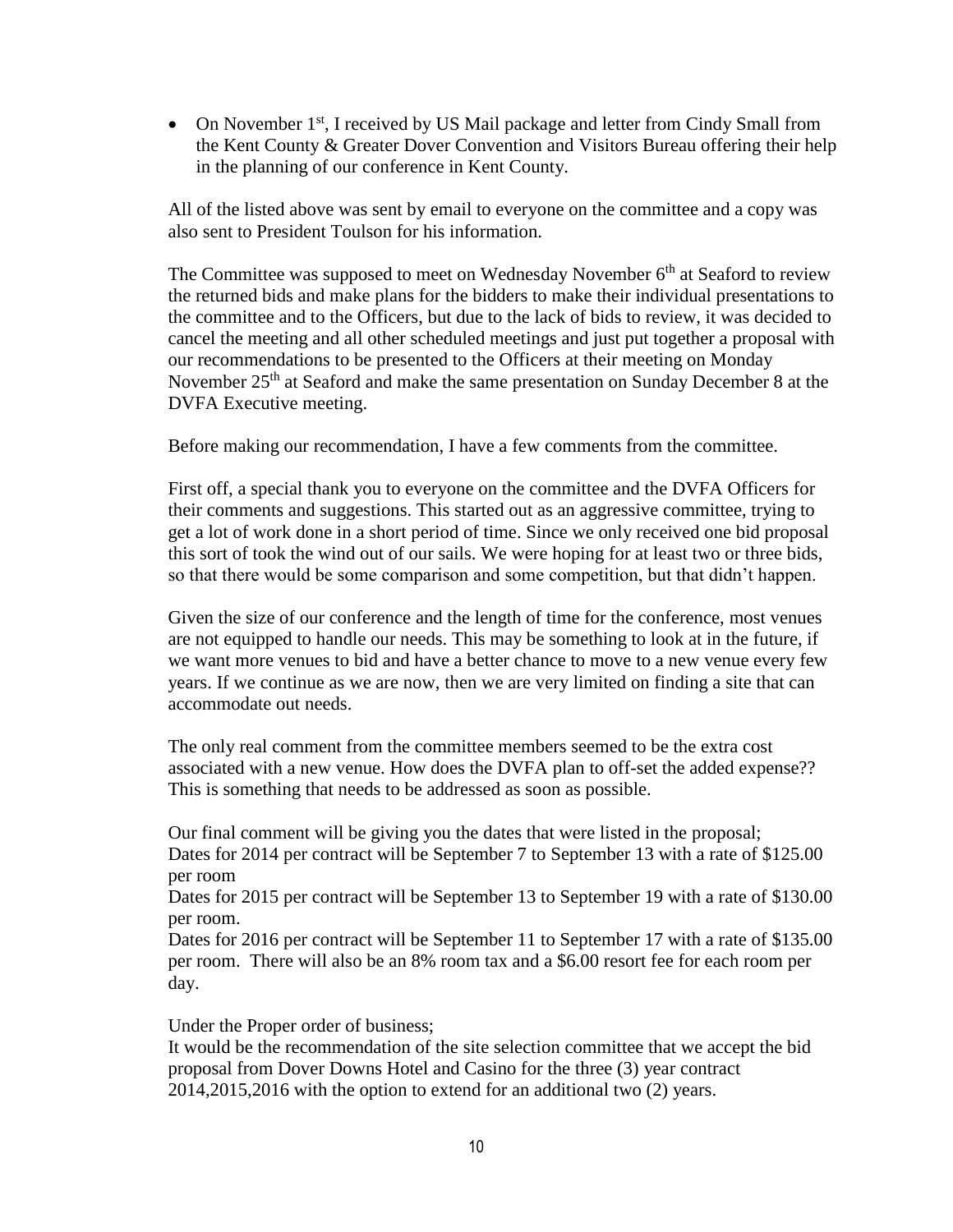- On November 1st, I received by US Mail package and letter from Cindy Small from the Kent County & Greater Dover Convention and Visitors Bureau offering their help in the planning of our conference in Kent County.

All of the listed above was sent by email to everyone on the committee and a copy was also sent to President Toulson for his information.

The Committee was supposed to meet on Wednesday November 6th at Seaford to review the returned bids and make plans for the bidders to make their individual presentations to the committee and to the Officers, but due to the lack of bids to review, it was decided to cancel the meeting and all other scheduled meetings and just put together a proposal with our recommendations to be presented to the Officers at their meeting on Monday November 25th at Seaford and make the same presentation on Sunday December 8 at the DVFA Executive meeting.

Before making our recommendation, I have a few comments from the committee.

First off, a special thank you to everyone on the committee and the DVFA Officers for their comments and suggestions. This started out as an aggressive committee, trying to get a lot of work done in a short period of time. Since we only received one bid proposal this sort of took the wind out of our sails. We were hoping for at least two or three bids, so that there would be some comparison and some competition, but that didn't happen.

Given the size of our conference and the length of time for the conference, most venues are not equipped to handle our needs. This may be something to look at in the future, if we want more venues to bid and have a better chance to move to a new venue every few years. If we continue as we are now, then we are very limited on finding a site that can accommodate out needs.

The only real comment from the committee members seemed to be the extra cost associated with a new venue. How does the DVFA plan to off-set the added expense?? This is something that needs to be addressed as soon as possible.

Our final comment will be giving you the dates that were listed in the proposal;
Dates for 2014 per contract will be September 7 to September 13 with a rate of $125.00 per room
Dates for 2015 per contract will be September 13 to September 19 with a rate of $130.00 per room.
Dates for 2016 per contract will be September 11 to September 17 with a rate of $135.00 per room. There will also be an 8% room tax and a $6.00 resort fee for each room per day.

Under the Proper order of business;
It would be the recommendation of the site selection committee that we accept the bid proposal from Dover Downs Hotel and Casino for the three (3) year contract 2014,2015,2016 with the option to extend for an additional two (2) years.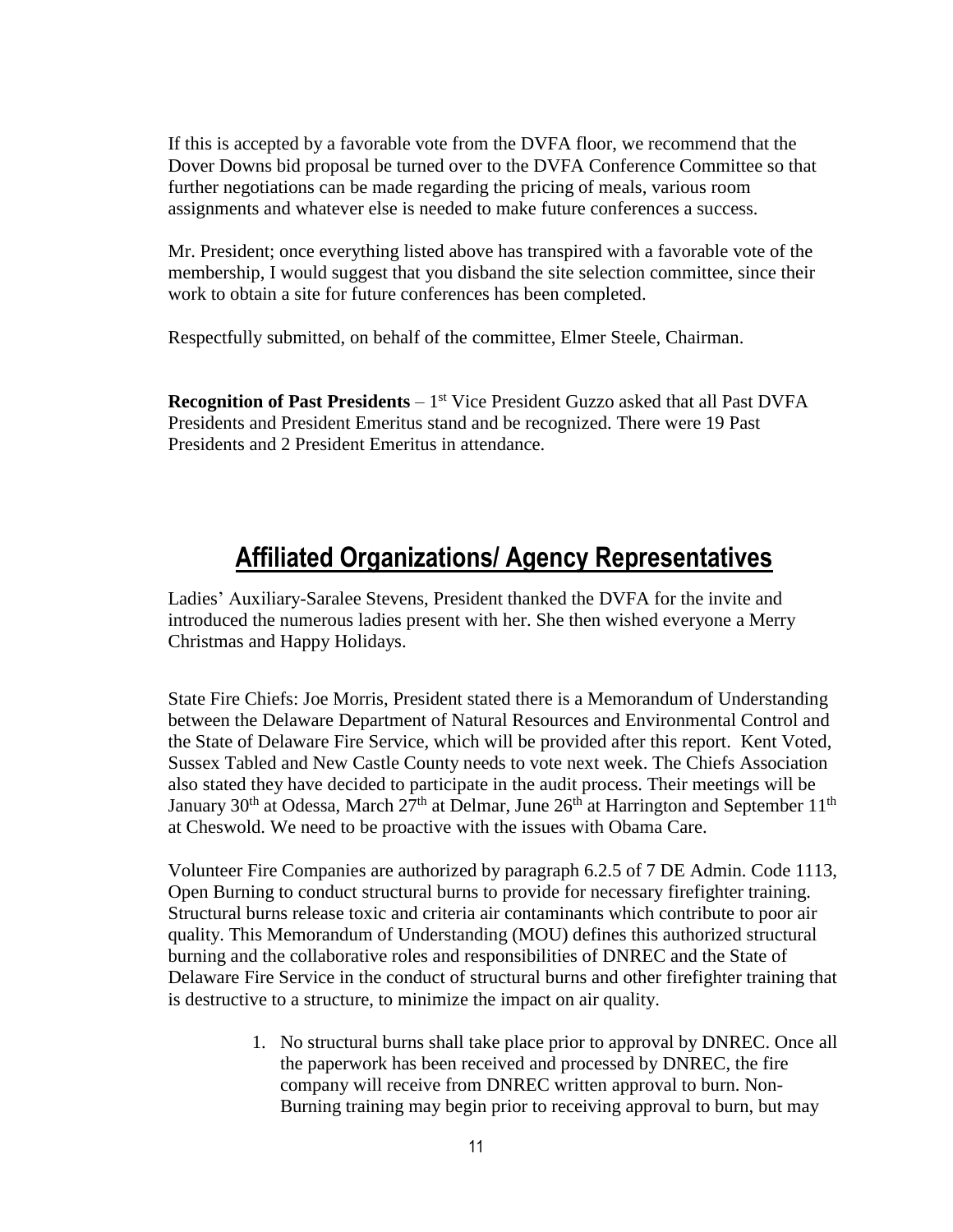If this is accepted by a favorable vote from the DVFA floor, we recommend that the Dover Downs bid proposal be turned over to the DVFA Conference Committee so that further negotiations can be made regarding the pricing of meals, various room assignments and whatever else is needed to make future conferences a success.

Mr. President; once everything listed above has transpired with a favorable vote of the membership, I would suggest that you disband the site selection committee, since their work to obtain a site for future conferences has been completed.

Respectfully submitted, on behalf of the committee, Elmer Steele, Chairman.

**Recognition of Past Presidents** – 1st Vice President Guzzo asked that all Past DVFA Presidents and President Emeritus stand and be recognized. There were 19 Past Presidents and 2 President Emeritus in attendance.

## Affiliated Organizations/ Agency Representatives

Ladies' Auxiliary-Saralee Stevens, President thanked the DVFA for the invite and introduced the numerous ladies present with her. She then wished everyone a Merry Christmas and Happy Holidays.

State Fire Chiefs: Joe Morris, President stated there is a Memorandum of Understanding between the Delaware Department of Natural Resources and Environmental Control and the State of Delaware Fire Service, which will be provided after this report. Kent Voted, Sussex Tabled and New Castle County needs to vote next week. The Chiefs Association also stated they have decided to participate in the audit process. Their meetings will be January 30th at Odessa, March 27th at Delmar, June 26th at Harrington and September 11th at Cheswold. We need to be proactive with the issues with Obama Care.

Volunteer Fire Companies are authorized by paragraph 6.2.5 of 7 DE Admin. Code 1113, Open Burning to conduct structural burns to provide for necessary firefighter training. Structural burns release toxic and criteria air contaminants which contribute to poor air quality. This Memorandum of Understanding (MOU) defines this authorized structural burning and the collaborative roles and responsibilities of DNREC and the State of Delaware Fire Service in the conduct of structural burns and other firefighter training that is destructive to a structure, to minimize the impact on air quality.

1. No structural burns shall take place prior to approval by DNREC. Once all the paperwork has been received and processed by DNREC, the fire company will receive from DNREC written approval to burn. Non-Burning training may begin prior to receiving approval to burn, but may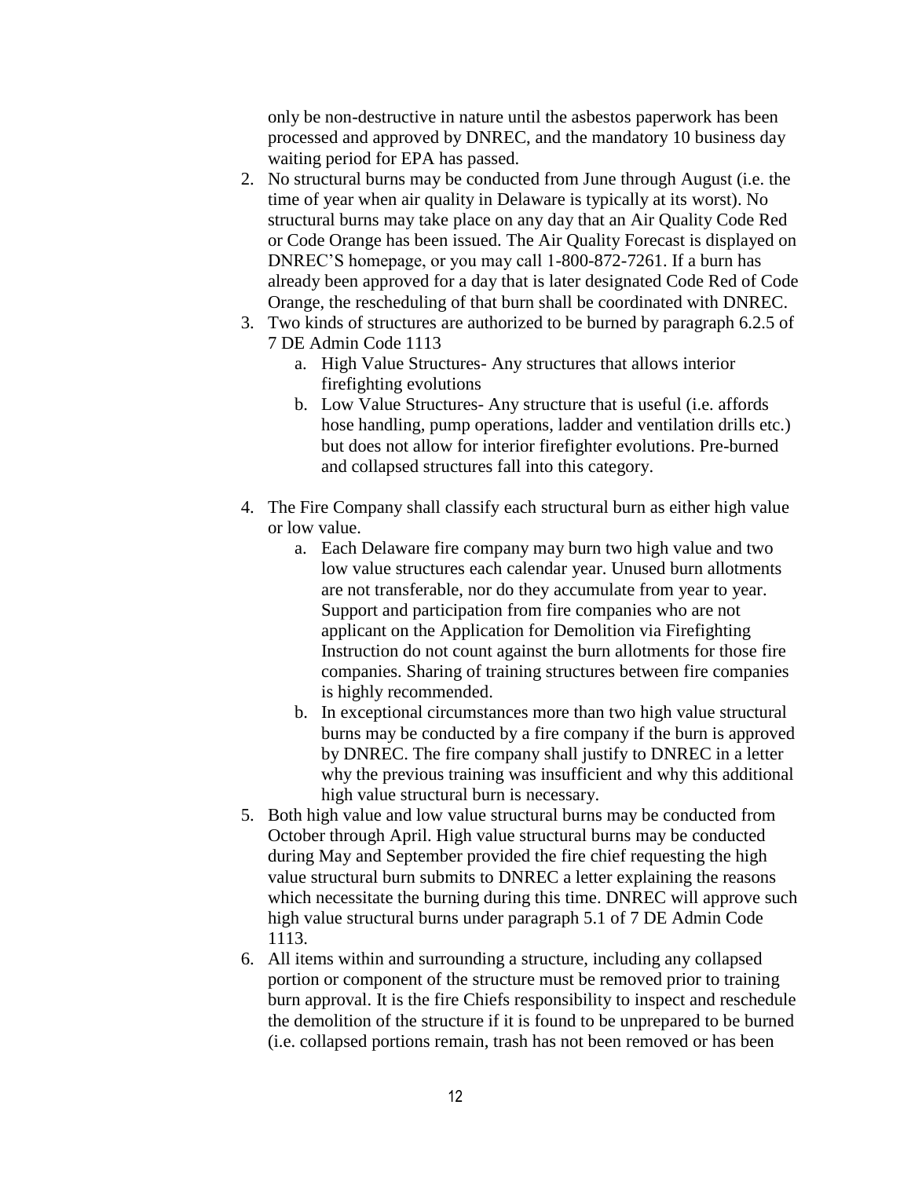only be non-destructive in nature until the asbestos paperwork has been processed and approved by DNREC, and the mandatory 10 business day waiting period for EPA has passed.

2. No structural burns may be conducted from June through August (i.e. the time of year when air quality in Delaware is typically at its worst). No structural burns may take place on any day that an Air Quality Code Red or Code Orange has been issued. The Air Quality Forecast is displayed on DNREC'S homepage, or you may call 1-800-872-7261. If a burn has already been approved for a day that is later designated Code Red of Code Orange, the rescheduling of that burn shall be coordinated with DNREC.
3. Two kinds of structures are authorized to be burned by paragraph 6.2.5 of 7 DE Admin Code 1113
   a. High Value Structures- Any structures that allows interior firefighting evolutions
   b. Low Value Structures- Any structure that is useful (i.e. affords hose handling, pump operations, ladder and ventilation drills etc.) but does not allow for interior firefighter evolutions. Pre-burned and collapsed structures fall into this category.
4. The Fire Company shall classify each structural burn as either high value or low value.
   a. Each Delaware fire company may burn two high value and two low value structures each calendar year. Unused burn allotments are not transferable, nor do they accumulate from year to year. Support and participation from fire companies who are not applicant on the Application for Demolition via Firefighting Instruction do not count against the burn allotments for those fire companies. Sharing of training structures between fire companies is highly recommended.
   b. In exceptional circumstances more than two high value structural burns may be conducted by a fire company if the burn is approved by DNREC. The fire company shall justify to DNREC in a letter why the previous training was insufficient and why this additional high value structural burn is necessary.
5. Both high value and low value structural burns may be conducted from October through April. High value structural burns may be conducted during May and September provided the fire chief requesting the high value structural burn submits to DNREC a letter explaining the reasons which necessitate the burning during this time. DNREC will approve such high value structural burns under paragraph 5.1 of 7 DE Admin Code 1113.
6. All items within and surrounding a structure, including any collapsed portion or component of the structure must be removed prior to training burn approval. It is the fire Chiefs responsibility to inspect and reschedule the demolition of the structure if it is found to be unprepared to be burned (i.e. collapsed portions remain, trash has not been removed or has been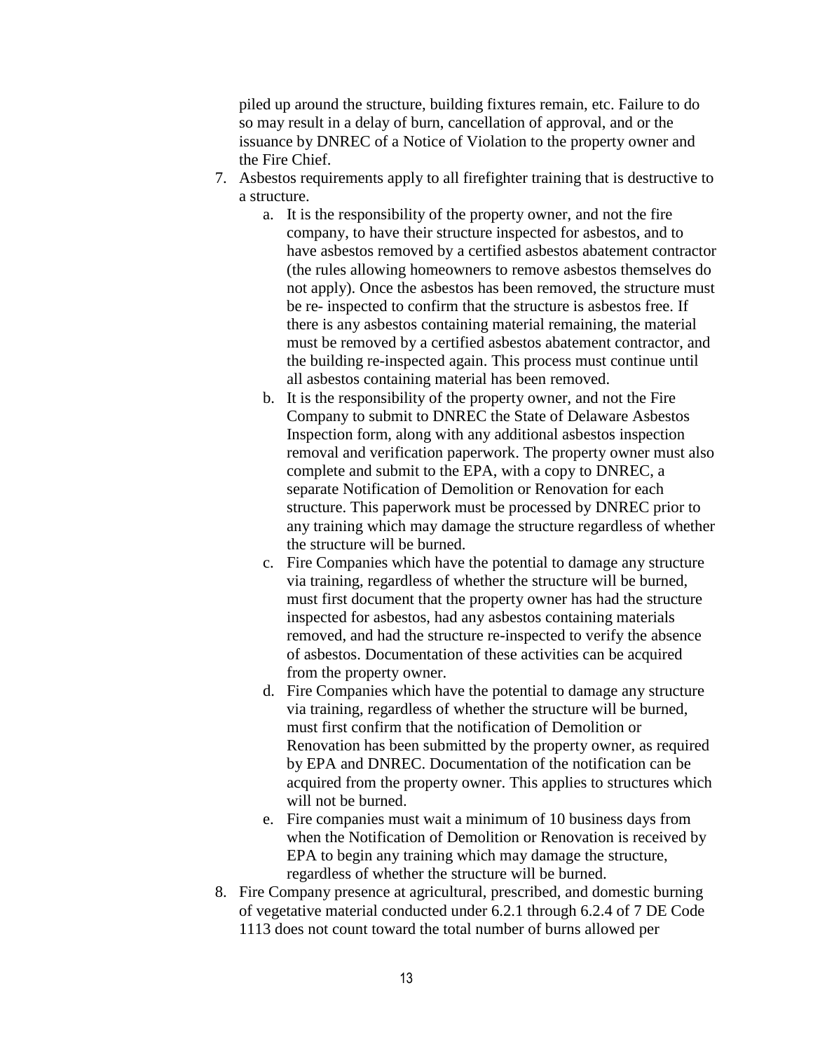piled up around the structure, building fixtures remain, etc. Failure to do so may result in a delay of burn, cancellation of approval, and or the issuance by DNREC of a Notice of Violation to the property owner and the Fire Chief.

7. Asbestos requirements apply to all firefighter training that is destructive to a structure.
   a. It is the responsibility of the property owner, and not the fire company, to have their structure inspected for asbestos, and to have asbestos removed by a certified asbestos abatement contractor (the rules allowing homeowners to remove asbestos themselves do not apply). Once the asbestos has been removed, the structure must be re- inspected to confirm that the structure is asbestos free. If there is any asbestos containing material remaining, the material must be removed by a certified asbestos abatement contractor, and the building re-inspected again. This process must continue until all asbestos containing material has been removed.
   b. It is the responsibility of the property owner, and not the Fire Company to submit to DNREC the State of Delaware Asbestos Inspection form, along with any additional asbestos inspection removal and verification paperwork. The property owner must also complete and submit to the EPA, with a copy to DNREC, a separate Notification of Demolition or Renovation for each structure. This paperwork must be processed by DNREC prior to any training which may damage the structure regardless of whether the structure will be burned.
   c. Fire Companies which have the potential to damage any structure via training, regardless of whether the structure will be burned, must first document that the property owner has had the structure inspected for asbestos, had any asbestos containing materials removed, and had the structure re-inspected to verify the absence of asbestos. Documentation of these activities can be acquired from the property owner.
   d. Fire Companies which have the potential to damage any structure via training, regardless of whether the structure will be burned, must first confirm that the notification of Demolition or Renovation has been submitted by the property owner, as required by EPA and DNREC. Documentation of the notification can be acquired from the property owner. This applies to structures which will not be burned.
   e. Fire companies must wait a minimum of 10 business days from when the Notification of Demolition or Renovation is received by EPA to begin any training which may damage the structure, regardless of whether the structure will be burned.
8. Fire Company presence at agricultural, prescribed, and domestic burning of vegetative material conducted under 6.2.1 through 6.2.4 of 7 DE Code 1113 does not count toward the total number of burns allowed per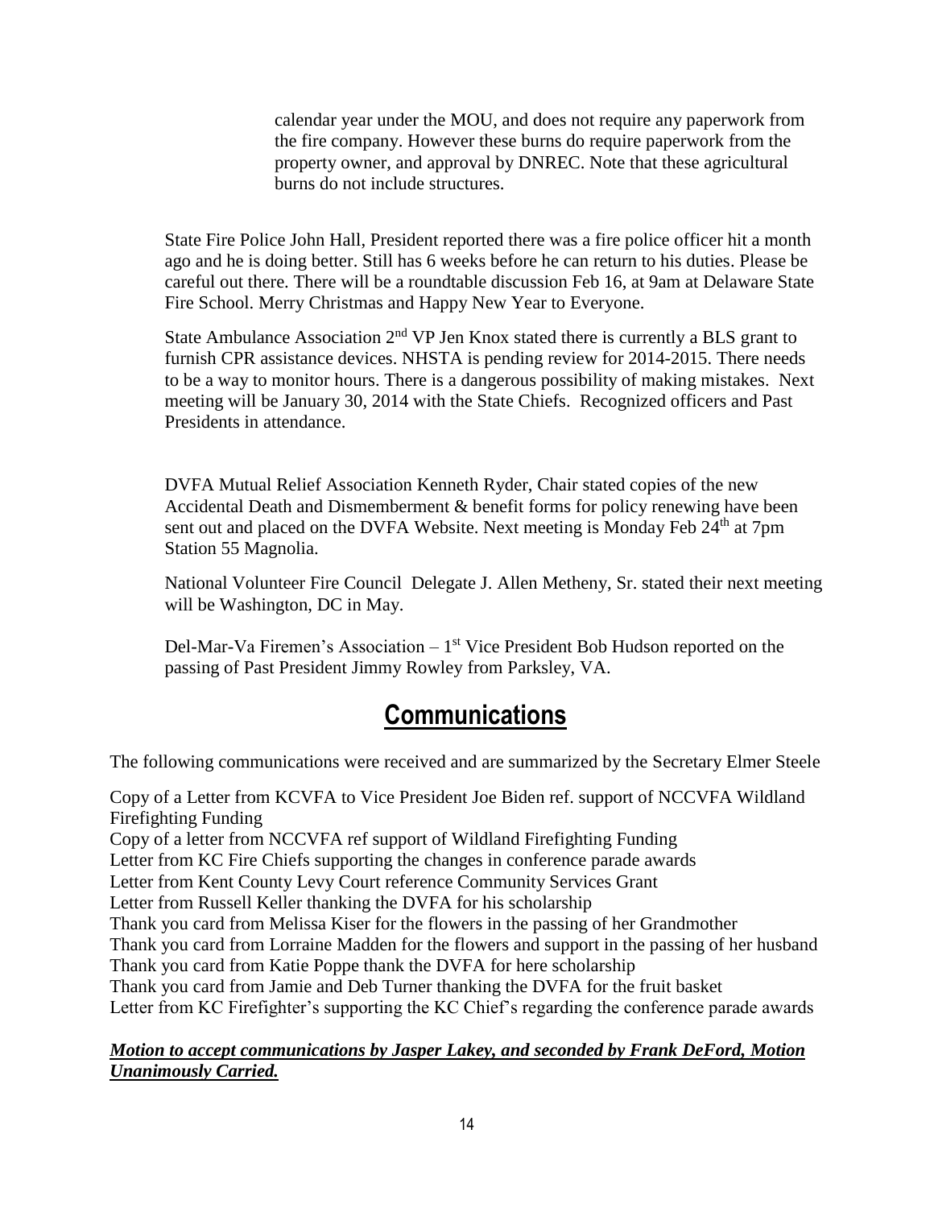calendar year under the MOU, and does not require any paperwork from the fire company. However these burns do require paperwork from the property owner, and approval by DNREC. Note that these agricultural burns do not include structures.

State Fire Police John Hall, President reported there was a fire police officer hit a month ago and he is doing better. Still has 6 weeks before he can return to his duties. Please be careful out there. There will be a roundtable discussion Feb 16, at 9am at Delaware State Fire School. Merry Christmas and Happy New Year to Everyone.

State Ambulance Association 2nd VP Jen Knox stated there is currently a BLS grant to furnish CPR assistance devices. NHSTA is pending review for 2014-2015. There needs to be a way to monitor hours. There is a dangerous possibility of making mistakes. Next meeting will be January 30, 2014 with the State Chiefs. Recognized officers and Past Presidents in attendance.

DVFA Mutual Relief Association Kenneth Ryder, Chair stated copies of the new Accidental Death and Dismemberment & benefit forms for policy renewing have been sent out and placed on the DVFA Website. Next meeting is Monday Feb 24th at 7pm Station 55 Magnolia.

National Volunteer Fire Council Delegate J. Allen Metheny, Sr. stated their next meeting will be Washington, DC in May.

Del-Mar-Va Firemen's Association – 1st Vice President Bob Hudson reported on the passing of Past President Jimmy Rowley from Parksley, VA.

# Communications

The following communications were received and are summarized by the Secretary Elmer Steele

Copy of a Letter from KCVFA to Vice President Joe Biden ref. support of NCCVFA Wildland Firefighting Funding
Copy of a letter from NCCVFA ref support of Wildland Firefighting Funding
Letter from KC Fire Chiefs supporting the changes in conference parade awards
Letter from Kent County Levy Court reference Community Services Grant
Letter from Russell Keller thanking the DVFA for his scholarship
Thank you card from Melissa Kiser for the flowers in the passing of her Grandmother
Thank you card from Lorraine Madden for the flowers and support in the passing of her husband
Thank you card from Katie Poppe thank the DVFA for here scholarship
Thank you card from Jamie and Deb Turner thanking the DVFA for the fruit basket
Letter from KC Firefighter's supporting the KC Chief's regarding the conference parade awards

***Motion to accept communications by Jasper Lakey, and seconded by Frank DeFord, Motion Unanimously Carried.***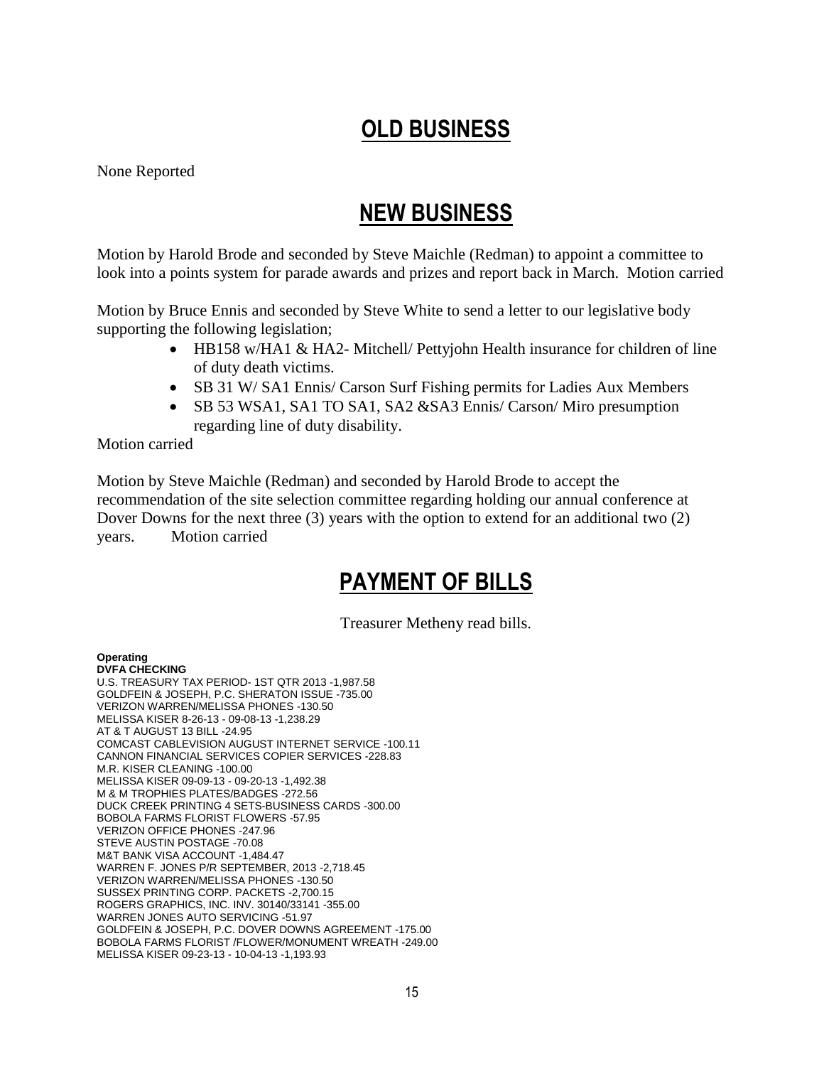# OLD BUSINESS

None Reported

# NEW BUSINESS

Motion by Harold Brode and seconded by Steve Maichle (Redman) to appoint a committee to look into a points system for parade awards and prizes and report back in March. Motion carried

Motion by Bruce Ennis and seconded by Steve White to send a letter to our legislative body supporting the following legislation;

- HB158 w/HA1 & HA2- Mitchell/ Pettyjohn Health insurance for children of line of duty death victims.
- SB 31 W/ SA1 Ennis/ Carson Surf Fishing permits for Ladies Aux Members
- SB 53 WSA1, SA1 TO SA1, SA2 &SA3 Ennis/ Carson/ Miro presumption regarding line of duty disability.

Motion carried

Motion by Steve Maichle (Redman) and seconded by Harold Brode to accept the recommendation of the site selection committee regarding holding our annual conference at Dover Downs for the next three (3) years with the option to extend for an additional two (2) years. Motion carried

# PAYMENT OF BILLS

Treasurer Metheny read bills.

**Operating**
**DVFA CHECKING**
U.S. TREASURY TAX PERIOD- 1ST QTR 2013 -1,987.58
GOLDFEIN & JOSEPH, P.C. SHERATON ISSUE -735.00
VERIZON WARREN/MELISSA PHONES -130.50
MELISSA KISER 8-26-13 - 09-08-13 -1,238.29
AT & T AUGUST 13 BILL -24.95
COMCAST CABLEVISION AUGUST INTERNET SERVICE -100.11
CANNON FINANCIAL SERVICES COPIER SERVICES -228.83
M.R. KISER CLEANING -100.00
MELISSA KISER 09-09-13 - 09-20-13 -1,492.38
M & M TROPHIES PLATES/BADGES -272.56
DUCK CREEK PRINTING 4 SETS-BUSINESS CARDS -300.00
BOBOLA FARMS FLORIST FLOWERS -57.95
VERIZON OFFICE PHONES -247.96
STEVE AUSTIN POSTAGE -70.08
M&T BANK VISA ACCOUNT -1,484.47
WARREN F. JONES P/R SEPTEMBER, 2013 -2,718.45
VERIZON WARREN/MELISSA PHONES -130.50
SUSSEX PRINTING CORP. PACKETS -2,700.15
ROGERS GRAPHICS, INC. INV. 30140/33141 -355.00
WARREN JONES AUTO SERVICING -51.97
GOLDFEIN & JOSEPH, P.C. DOVER DOWNS AGREEMENT -175.00
BOBOLA FARMS FLORIST /FLOWER/MONUMENT WREATH -249.00
MELISSA KISER 09-23-13 - 10-04-13 -1,193.93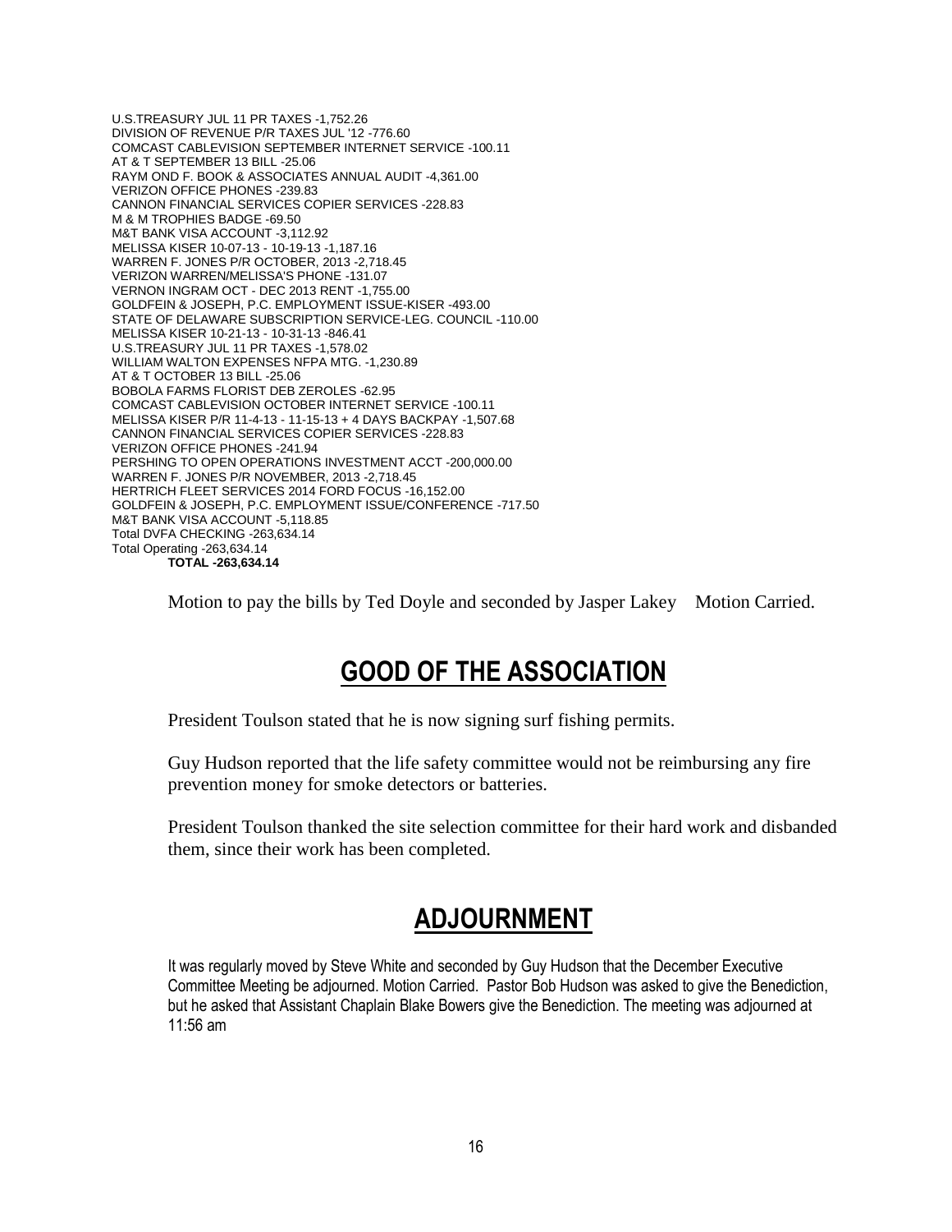U.S.TREASURY JUL 11 PR TAXES -1,752.26
DIVISION OF REVENUE P/R TAXES JUL '12 -776.60
COMCAST CABLEVISION SEPTEMBER INTERNET SERVICE -100.11
AT & T SEPTEMBER 13 BILL -25.06
RAYM OND F. BOOK & ASSOCIATES ANNUAL AUDIT -4,361.00
VERIZON OFFICE PHONES -239.83
CANNON FINANCIAL SERVICES COPIER SERVICES -228.83
M & M TROPHIES BADGE -69.50
M&T BANK VISA ACCOUNT -3,112.92
MELISSA KISER 10-07-13 - 10-19-13 -1,187.16
WARREN F. JONES P/R OCTOBER, 2013 -2,718.45
VERIZON WARREN/MELISSA'S PHONE -131.07
VERNON INGRAM OCT - DEC 2013 RENT -1,755.00
GOLDFEIN & JOSEPH, P.C. EMPLOYMENT ISSUE-KISER -493.00
STATE OF DELAWARE SUBSCRIPTION SERVICE-LEG. COUNCIL -110.00
MELISSA KISER 10-21-13 - 10-31-13 -846.41
U.S.TREASURY JUL 11 PR TAXES -1,578.02
WILLIAM WALTON EXPENSES NFPA MTG. -1,230.89
AT & T OCTOBER 13 BILL -25.06
BOBOLA FARMS FLORIST DEB ZEROLES -62.95
COMCAST CABLEVISION OCTOBER INTERNET SERVICE -100.11
MELISSA KISER P/R 11-4-13 - 11-15-13 + 4 DAYS BACKPAY -1,507.68
CANNON FINANCIAL SERVICES COPIER SERVICES -228.83
VERIZON OFFICE PHONES -241.94
PERSHING TO OPEN OPERATIONS INVESTMENT ACCT -200,000.00
WARREN F. JONES P/R NOVEMBER, 2013 -2,718.45
HERTRICH FLEET SERVICES 2014 FORD FOCUS -16,152.00
GOLDFEIN & JOSEPH, P.C. EMPLOYMENT ISSUE/CONFERENCE -717.50
M&T BANK VISA ACCOUNT -5,118.85
Total DVFA CHECKING -263,634.14
Total Operating -263,634.14
**TOTAL -263,634.14**

Motion to pay the bills by Ted Doyle and seconded by Jasper Lakey Motion Carried.

# GOOD OF THE ASSOCIATION

President Toulson stated that he is now signing surf fishing permits.

Guy Hudson reported that the life safety committee would not be reimbursing any fire prevention money for smoke detectors or batteries.

President Toulson thanked the site selection committee for their hard work and disbanded them, since their work has been completed.

# ADJOURNMENT

It was regularly moved by Steve White and seconded by Guy Hudson that the December Executive Committee Meeting be adjourned. Motion Carried. Pastor Bob Hudson was asked to give the Benediction, but he asked that Assistant Chaplain Blake Bowers give the Benediction. The meeting was adjourned at 11:56 am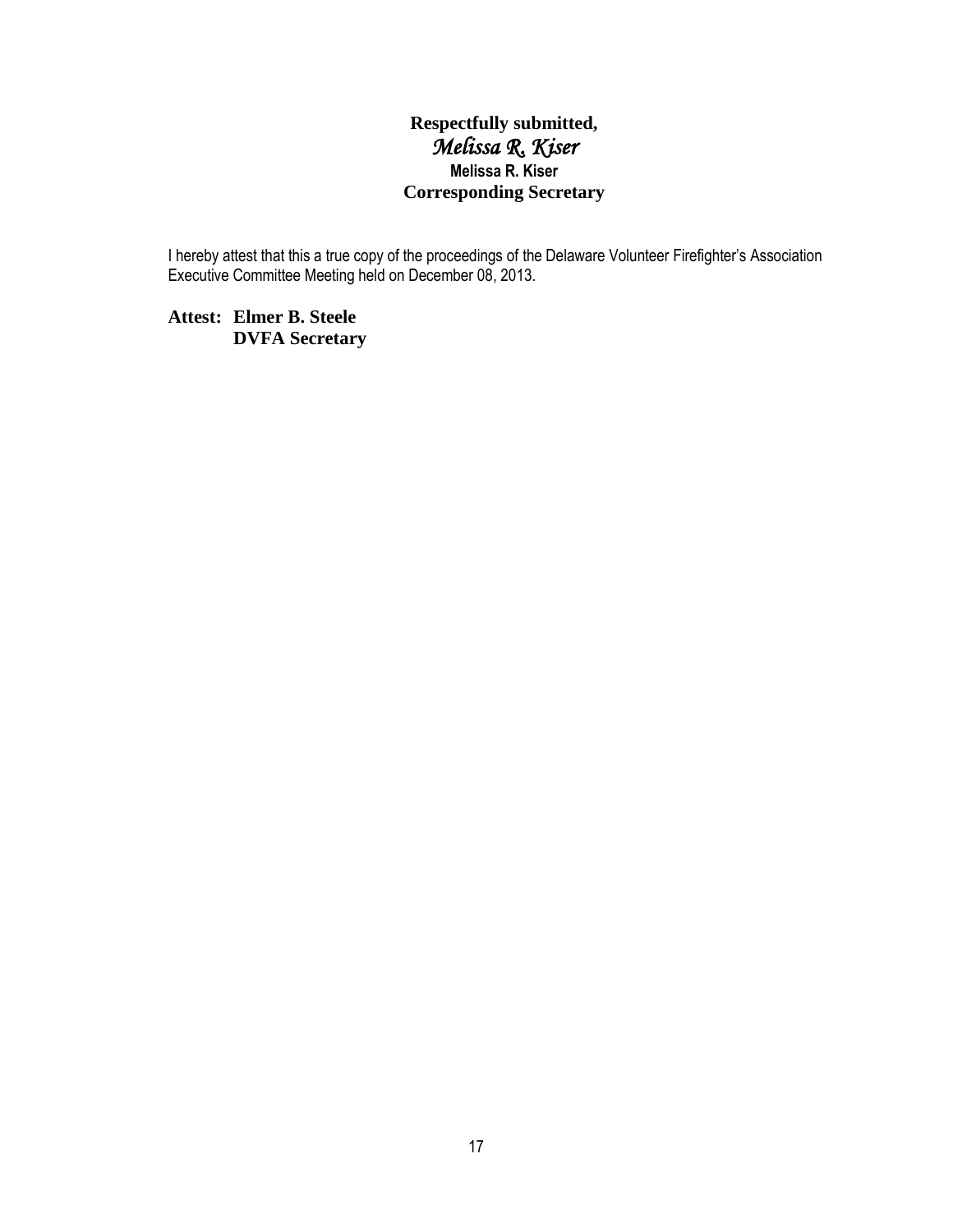**Respectfully submitted,**

*Melissa R. Kiser*

**Melissa R. Kiser**

**Corresponding Secretary**

I hereby attest that this a true copy of the proceedings of the Delaware Volunteer Firefighter's Association Executive Committee Meeting held on December 08, 2013.

**Attest: Elmer B. Steele**
**DVFA Secretary**